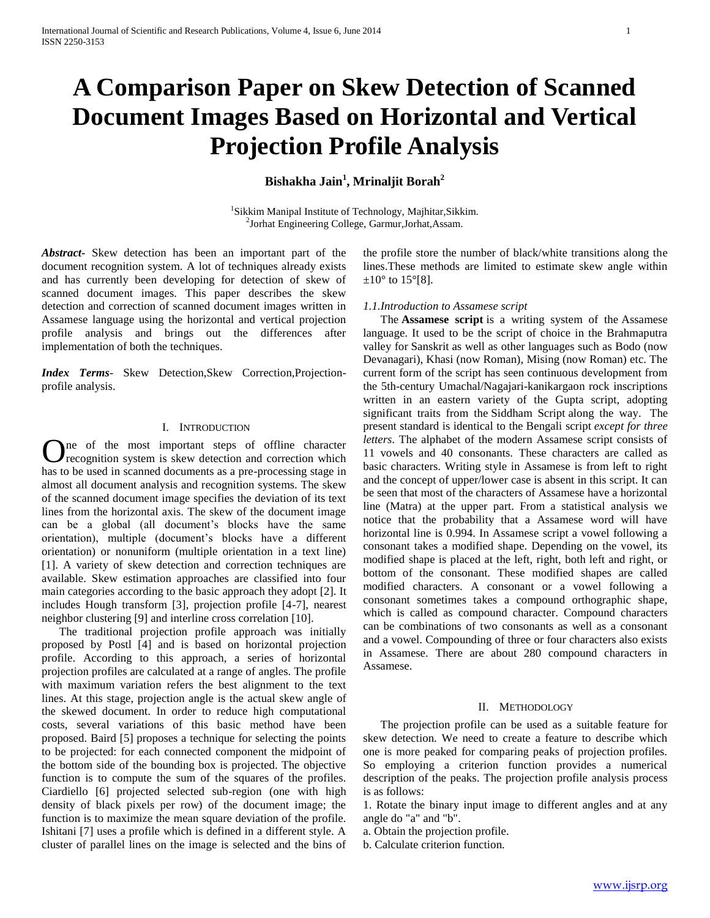# A Comparison Paper on Skew Detection of Scanned Document Images Based on Horizontal and Vertical Projection Profile Analysis

**Bishakha Jain[1], Mrinaljit Borah[2]**

[1]Sikkim Manipal Institute of Technology, Majhitar,Sikkim.
[2]Jorhat Engineering College, Garmur,Jorhat,Assam.

***Abstract-*** Skew detection has been an important part of the document recognition system. A lot of techniques already exists and has currently been developing for detection of skew of scanned document images. This paper describes the skew detection and correction of scanned document images written in Assamese language using the horizontal and vertical projection profile analysis and brings out the differences after implementation of both the techniques.

***Index Terms-*** Skew Detection,Skew Correction,Projection-profile analysis.

## I. Introduction

One of the most important steps of offline character recognition system is skew detection and correction which has to be used in scanned documents as a pre-processing stage in almost all document analysis and recognition systems. The skew of the scanned document image specifies the deviation of its text lines from the horizontal axis. The skew of the document image can be a global (all document's blocks have the same orientation), multiple (document's blocks have a different orientation) or nonuniform (multiple orientation in a text line) [1]. A variety of skew detection and correction techniques are available. Skew estimation approaches are classified into four main categories according to the basic approach they adopt [2]. It includes Hough transform [3], projection profile [4-7], nearest neighbor clustering [9] and interline cross correlation [10].

The traditional projection profile approach was initially proposed by Postl [4] and is based on horizontal projection profile. According to this approach, a series of horizontal projection profiles are calculated at a range of angles. The profile with maximum variation refers the best alignment to the text lines. At this stage, projection angle is the actual skew angle of the skewed document. In order to reduce high computational costs, several variations of this basic method have been proposed. Baird [5] proposes a technique for selecting the points to be projected: for each connected component the midpoint of the bottom side of the bounding box is projected. The objective function is to compute the sum of the squares of the profiles. Ciardiello [6] projected selected sub-region (one with high density of black pixels per row) of the document image; the function is to maximize the mean square deviation of the profile. Ishitani [7] uses a profile which is defined in a different style. A cluster of parallel lines on the image is selected and the bins of the profile store the number of black/white transitions along the lines.These methods are limited to estimate skew angle within $\pm 10°$ to $15°$[8].

### *1.1.Introduction to Assamese script*

The **Assamese script** is a writing system of the Assamese language. It used to be the script of choice in the Brahmaputra valley for Sanskrit as well as other languages such as Bodo (now Devanagari), Khasi (now Roman), Mising (now Roman) etc. The current form of the script has seen continuous development from the 5th-century Umachal/Nagajari-kanikargaon rock inscriptions written in an eastern variety of the Gupta script, adopting significant traits from the Siddham Script along the way. The present standard is identical to the Bengali script *except for three letters*. The alphabet of the modern Assamese script consists of 11 vowels and 40 consonants. These characters are called as basic characters. Writing style in Assamese is from left to right and the concept of upper/lower case is absent in this script. It can be seen that most of the characters of Assamese have a horizontal line (Matra) at the upper part. From a statistical analysis we notice that the probability that a Assamese word will have horizontal line is 0.994. In Assamese script a vowel following a consonant takes a modified shape. Depending on the vowel, its modified shape is placed at the left, right, both left and right, or bottom of the consonant. These modified shapes are called modified characters. A consonant or a vowel following a consonant sometimes takes a compound orthographic shape, which is called as compound character. Compound characters can be combinations of two consonants as well as a consonant and a vowel. Compounding of three or four characters also exists in Assamese. There are about 280 compound characters in Assamese.

## II. Methodology

The projection profile can be used as a suitable feature for skew detection. We need to create a feature to describe which one is more peaked for comparing peaks of projection profiles. So employing a criterion function provides a numerical description of the peaks. The projection profile analysis process is as follows:

1. Rotate the binary input image to different angles and at any angle do "a" and "b".

a. Obtain the projection profile.

b. Calculate criterion function.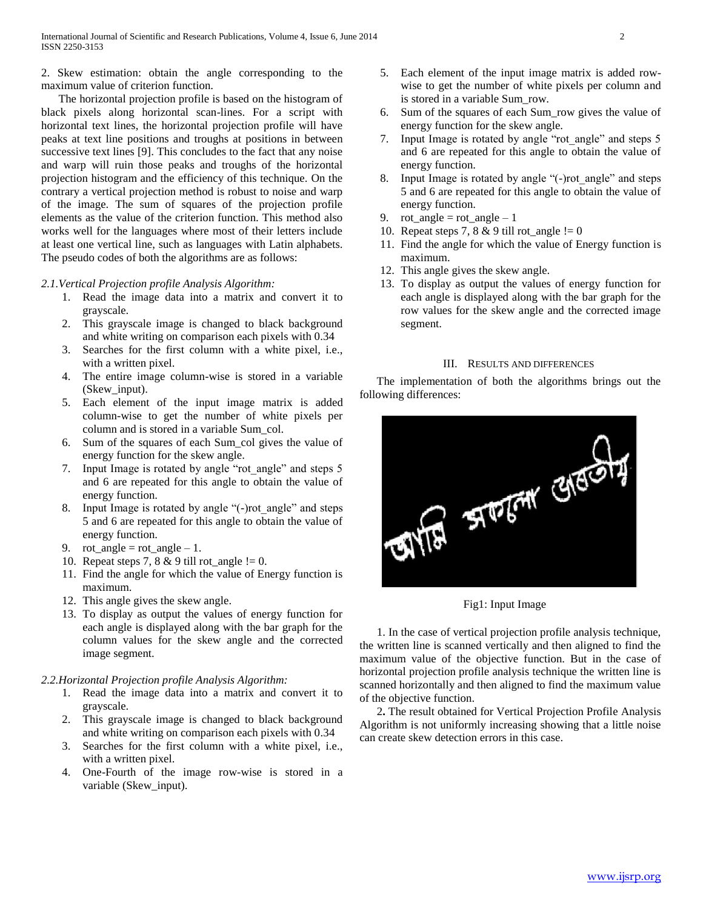2. Skew estimation: obtain the angle corresponding to the maximum value of criterion function.

The horizontal projection profile is based on the histogram of black pixels along horizontal scan-lines. For a script with horizontal text lines, the horizontal projection profile will have peaks at text line positions and troughs at positions in between successive text lines [9]. This concludes to the fact that any noise and warp will ruin those peaks and troughs of the horizontal projection histogram and the efficiency of this technique. On the contrary a vertical projection method is robust to noise and warp of the image. The sum of squares of the projection profile elements as the value of the criterion function. This method also works well for the languages where most of their letters include at least one vertical line, such as languages with Latin alphabets. The pseudo codes of both the algorithms are as follows:

### *2.1.Vertical Projection profile Analysis Algorithm:*

1. Read the image data into a matrix and convert it to grayscale.
2. This grayscale image is changed to black background and white writing on comparison each pixels with 0.34
3. Searches for the first column with a white pixel, i.e., with a written pixel.
4. The entire image column-wise is stored in a variable (Skew_input).
5. Each element of the input image matrix is added column-wise to get the number of white pixels per column and is stored in a variable Sum_col.
6. Sum of the squares of each Sum_col gives the value of energy function for the skew angle.
7. Input Image is rotated by angle "rot_angle" and steps 5 and 6 are repeated for this angle to obtain the value of energy function.
8. Input Image is rotated by angle "(-)rot_angle" and steps 5 and 6 are repeated for this angle to obtain the value of energy function.
9. rot_angle = rot_angle – 1.
10. Repeat steps 7, 8 & 9 till rot_angle != 0.
11. Find the angle for which the value of Energy function is maximum.
12. This angle gives the skew angle.
13. To display as output the values of energy function for each angle is displayed along with the bar graph for the column values for the skew angle and the corrected image segment.

### *2.2.Horizontal Projection profile Analysis Algorithm:*

1. Read the image data into a matrix and convert it to grayscale.
2. This grayscale image is changed to black background and white writing on comparison each pixels with 0.34
3. Searches for the first column with a white pixel, i.e., with a written pixel.
4. One-Fourth of the image row-wise is stored in a variable (Skew_input).
5. Each element of the input image matrix is added row-wise to get the number of white pixels per column and is stored in a variable Sum_row.
6. Sum of the squares of each Sum_row gives the value of energy function for the skew angle.
7. Input Image is rotated by angle "rot_angle" and steps 5 and 6 are repeated for this angle to obtain the value of energy function.
8. Input Image is rotated by angle "(-)rot_angle" and steps 5 and 6 are repeated for this angle to obtain the value of energy function.
9. rot_angle = rot_angle – 1
10. Repeat steps 7, 8 & 9 till rot_angle != 0
11. Find the angle for which the value of Energy function is maximum.
12. This angle gives the skew angle.
13. To display as output the values of energy function for each angle is displayed along with the bar graph for the row values for the skew angle and the corrected image segment.

## III. Results and Differences

The implementation of both the algorithms brings out the following differences:

Fig1: Input Image

1. In the case of vertical projection profile analysis technique, the written line is scanned vertically and then aligned to find the maximum value of the objective function. But in the case of horizontal projection profile analysis technique the written line is scanned horizontally and then aligned to find the maximum value of the objective function.

**2.** The result obtained for Vertical Projection Profile Analysis Algorithm is not uniformly increasing showing that a little noise can create skew detection errors in this case.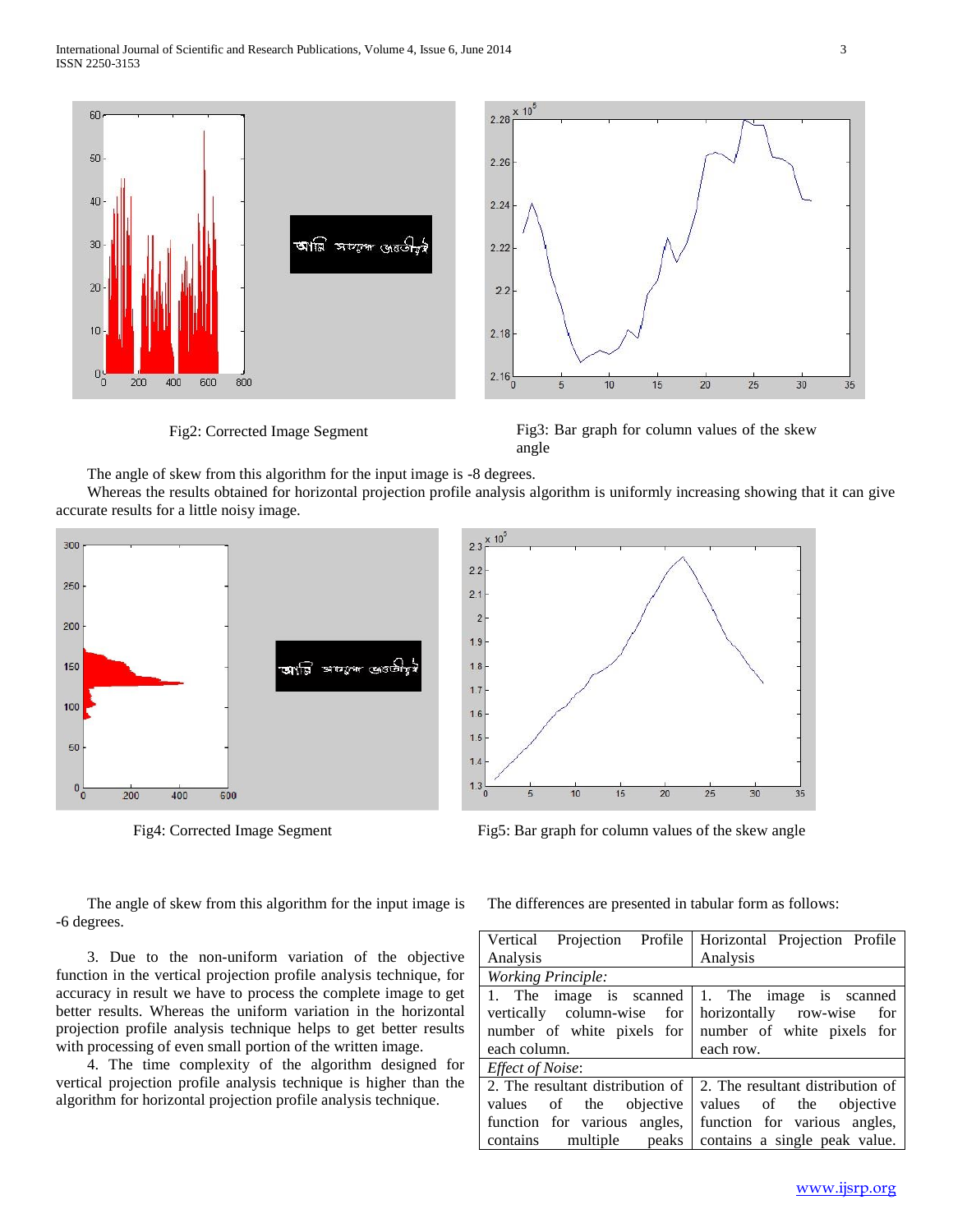Fig2: Corrected Image Segment

Fig3: Bar graph for column values of the skew angle

The angle of skew from this algorithm for the input image is -8 degrees.

Whereas the results obtained for horizontal projection profile analysis algorithm is uniformly increasing showing that it can give accurate results for a little noisy image.

Fig4: Corrected Image Segment

Fig5: Bar graph for column values of the skew angle

The angle of skew from this algorithm for the input image is -6 degrees.

3. Due to the non-uniform variation of the objective function in the vertical projection profile analysis technique, for accuracy in result we have to process the complete image to get better results. Whereas the uniform variation in the horizontal projection profile analysis technique helps to get better results with processing of even small portion of the written image.

4. The time complexity of the algorithm designed for vertical projection profile analysis technique is higher than the algorithm for horizontal projection profile analysis technique.

The differences are presented in tabular form as follows:

| Vertical Projection Profile Analysis | Horizontal Projection Profile Analysis |
|---|---|
| *Working Principle:* | |
| 1. The image is scanned vertically column-wise for number of white pixels for each column. | 1. The image is scanned horizontally row-wise for number of white pixels for each row. |
| *Effect of Noise*: | |
| 2. The resultant distribution of values of the objective function for various angles, contains multiple peaks | 2. The resultant distribution of values of the objective function for various angles, contains a single peak value. |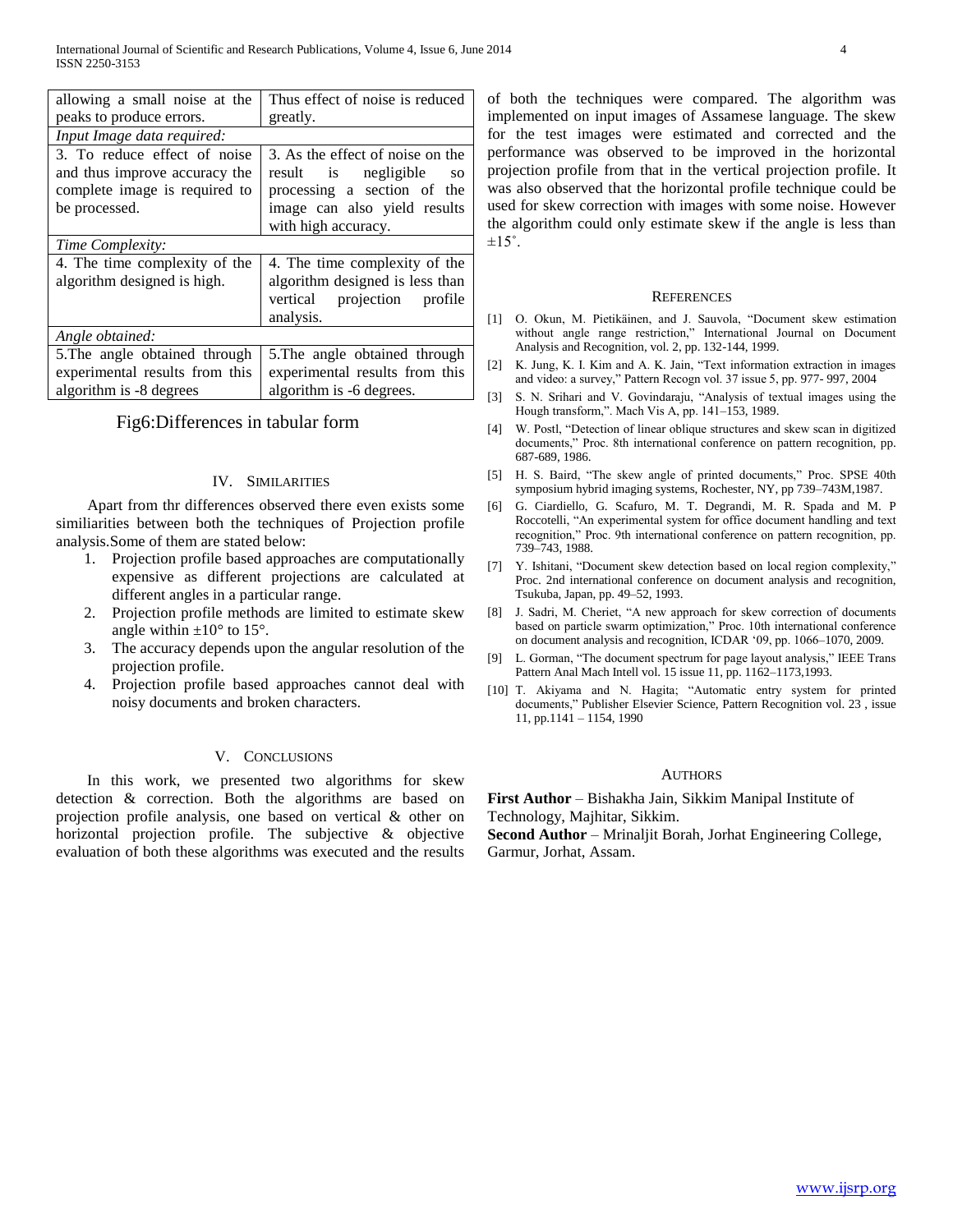| | |
|---|---|
| allowing a small noise at the peaks to produce errors. | Thus effect of noise is reduced greatly. |
| *Input Image data required:* | |
| 3. To reduce effect of noise and thus improve accuracy the complete image is required to be processed. | 3. As the effect of noise on the result is negligible so processing a section of the image can also yield results with high accuracy. |
| *Time Complexity:* | |
| 4. The time complexity of the algorithm designed is high. | 4. The time complexity of the algorithm designed is less than vertical projection profile analysis. |
| *Angle obtained:* | |
| 5.The angle obtained through experimental results from this algorithm is -8 degrees | 5.The angle obtained through experimental results from this algorithm is -6 degrees. |

Fig6:Differences in tabular form

## IV. Similarities

Apart from thr differences observed there even exists some similiarities between both the techniques of Projection profile analysis.Some of them are stated below:

1. Projection profile based approaches are computationally expensive as different projections are calculated at different angles in a particular range.
2. Projection profile methods are limited to estimate skew angle within ±10° to 15°.
3. The accuracy depends upon the angular resolution of the projection profile.
4. Projection profile based approaches cannot deal with noisy documents and broken characters.

## V. Conclusions

In this work, we presented two algorithms for skew detection & correction. Both the algorithms are based on projection profile analysis, one based on vertical & other on horizontal projection profile. The subjective & objective evaluation of both these algorithms was executed and the results of both the techniques were compared. The algorithm was implemented on input images of Assamese language. The skew for the test images were estimated and corrected and the performance was observed to be improved in the horizontal projection profile from that in the vertical projection profile. It was also observed that the horizontal profile technique could be used for skew correction with images with some noise. However the algorithm could only estimate skew if the angle is less than ±15˚.

## References

[1] O. Okun, M. Pietikäinen, and J. Sauvola, "Document skew estimation without angle range restriction," International Journal on Document Analysis and Recognition, vol. 2, pp. 132-144, 1999.

[2] K. Jung, K. I. Kim and A. K. Jain, "Text information extraction in images and video: a survey," Pattern Recogn vol. 37 issue 5, pp. 977- 997, 2004

[3] S. N. Srihari and V. Govindaraju, "Analysis of textual images using the Hough transform,". Mach Vis A, pp. 141–153, 1989.

[4] W. Postl, "Detection of linear oblique structures and skew scan in digitized documents," Proc. 8th international conference on pattern recognition, pp. 687-689, 1986.

[5] H. S. Baird, "The skew angle of printed documents," Proc. SPSE 40th symposium hybrid imaging systems, Rochester, NY, pp 739–743M,1987.

[6] G. Ciardiello, G. Scafuro, M. T. Degrandi, M. R. Spada and M. P Roccotelli, "An experimental system for office document handling and text recognition," Proc. 9th international conference on pattern recognition, pp. 739–743, 1988.

[7] Y. Ishitani, "Document skew detection based on local region complexity," Proc. 2nd international conference on document analysis and recognition, Tsukuba, Japan, pp. 49–52, 1993.

[8] J. Sadri, M. Cheriet, "A new approach for skew correction of documents based on particle swarm optimization," Proc. 10th international conference on document analysis and recognition, ICDAR '09, pp. 1066–1070, 2009.

[9] L. Gorman, "The document spectrum for page layout analysis," IEEE Trans Pattern Anal Mach Intell vol. 15 issue 11, pp. 1162–1173,1993.

[10] T. Akiyama and N. Hagita; "Automatic entry system for printed documents," Publisher Elsevier Science, Pattern Recognition vol. 23 , issue 11, pp.1141 – 1154, 1990

## Authors

**First Author** – Bishakha Jain, Sikkim Manipal Institute of Technology, Majhitar, Sikkim.

**Second Author** – Mrinaljit Borah, Jorhat Engineering College, Garmur, Jorhat, Assam.